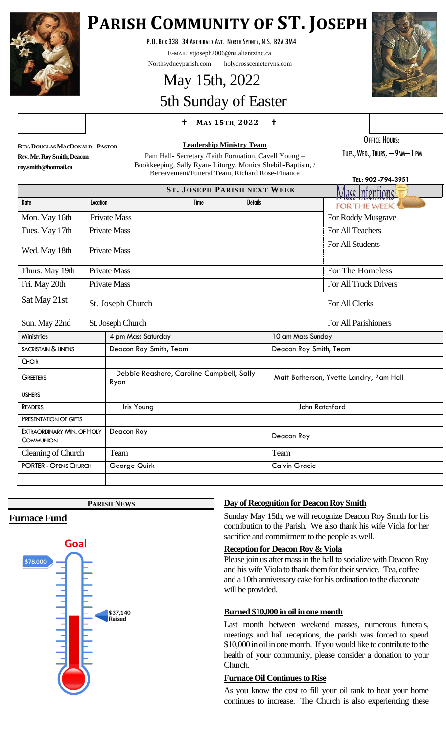# PARISH COMMUNITY OF ST. JOSEPH

P.O. BOX 338 34 ARCHIBALD AVE. NORTH SYDNEY, N.S. B2A 3M4

E-MAIL: stjoseph2006@ns.aliantzinc.ca

Northsydneyparish.com holycrosscemeteryns.com

## May 15th, 2022

## 5th Sunday of Easter

† MAY 15TH, 2022 †

**REV. DOUGLAS MACDONALD – PASTOR**
**Rev. Mr. Roy Smith, Deacon**
**roy.smith@hotmail.ca**

**Leadership Ministry Team**

Pam Hall- Secretary /Faith Formation, Cavell Young – Bookkeeping, Sally Ryan- Liturgy, Monica Shebib-Baptism, / Bereavement/Funeral Team, Richard Rose-Finance

OFFICE HOURS:
TUES., WED., THURS, — 9AM— 1 PM

TEL: 902 -794-3951

### ST. JOSEPH PARISH NEXT WEEK

| Date | Location | Time | Details | Mass Intentions for the Week |
|---|---|---|---|---|
| Mon. May 16th | Private Mass | | | For Roddy Musgrave |
| Tues. May 17th | Private Mass | | | For All Teachers |
| Wed. May 18th | Private Mass | | | For All Students |
| Thurs. May 19th | Private Mass | | | For The Homeless |
| Fri. May 20th | Private Mass | | | For All Truck Drivers |
| Sat May 21st | St. Joseph Church | | | For All Clerks |
| Sun. May 22nd | St. Joseph Church | | | For All Parishioners |

| Ministries | 4 pm Mass Saturday | 10 am Mass Sunday |
|---|---|---|
| SACRISTAIN & LINENS | Deacon Roy Smith, Team | Deacon Roy Smith, Team |
| CHOIR | | |
| GREETERS | Debbie Reashore, Caroline Campbell, Sally Ryan | Matt Batherson, Yvette Landry, Pam Hall |
| USHERS | | |
| READERS | Iris Young | John Ratchford |
| PRESENTATION OF GIFTS | | |
| EXTRAORDINARY MIN. OF HOLY COMMUNION | Deacon Roy | Deacon Roy |
| Cleaning of Church | Team | Team |
| PORTER - OPENS CHURCH | George Quirk | Calvin Gracie |

### PARISH NEWS

## Furnace Fund

Goal: $78,000

$37,140 Raised

### Day of Recognition for Deacon Roy Smith

Sunday May 15th, we will recognize Deacon Roy Smith for his contribution to the Parish. We also thank his wife Viola for her sacrifice and commitment to the people as well.

### Reception for Deacon Roy & Viola

Please join us after mass in the hall to socialize with Deacon Roy and his wife Viola to thank them for their service. Tea, coffee and a 10th anniversary cake for his ordination to the diaconate will be provided.

### Burned $10,000 in oil in one month

Last month between weekend masses, numerous funerals, meetings and hall receptions, the parish was forced to spend $10,000 in oil in one month. If you would like to contribute to the health of your community, please consider a donation to your Church.

### Furnace Oil Continues to Rise

As you know the cost to fill your oil tank to heat your home continues to increase. The Church is also experiencing these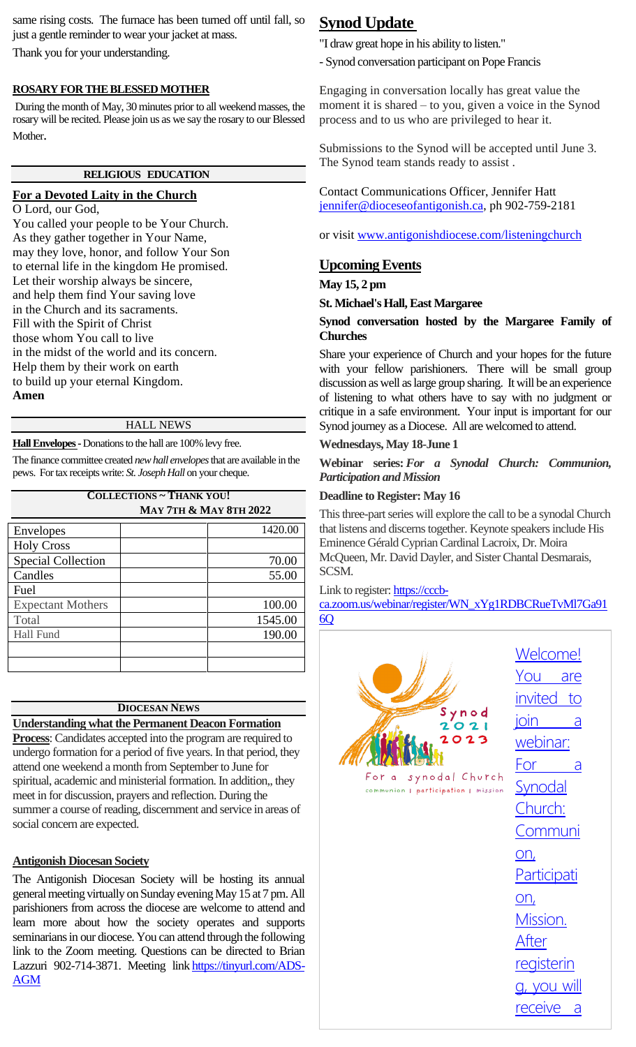same rising costs. The furnace has been turned off until fall, so just a gentle reminder to wear your jacket at mass.

Thank you for your understanding.

**ROSARY FOR THE BLESSED MOTHER**

During the month of May, 30 minutes prior to all weekend masses, the rosary will be recited. Please join us as we say the rosary to our Blessed Mother.

## RELIGIOUS EDUCATION

**For a Devoted Laity in the Church**

O Lord, our God,
You called your people to be Your Church.
As they gather together in Your Name,
may they love, honor, and follow Your Son
to eternal life in the kingdom He promised.
Let their worship always be sincere,
and help them find Your saving love
in the Church and its sacraments.
Fill with the Spirit of Christ
those whom You call to live
in the midst of the world and its concern.
Help them by their work on earth
to build up your eternal Kingdom.
**Amen**

## HALL NEWS

**Hall Envelopes** - Donations to the hall are 100% levy free.

The finance committee created *new hall envelopes* that are available in the pews. For tax receipts write: *St. Joseph Hall* on your cheque.

**COLLECTIONS ~ THANK YOU!**
**MAY 7TH & MAY 8TH 2022**

| | | |
|---|---|---|
| Envelopes | | 1420.00 |
| Holy Cross | | |
| Special Collection | | 70.00 |
| Candles | | 55.00 |
| Fuel | | |
| Expectant Mothers | | 100.00 |
| Total | | 1545.00 |
| Hall Fund | | 190.00 |
| | | |
| | | |

## DIOCESAN NEWS

**Understanding what the Permanent Deacon Formation Process**: Candidates accepted into the program are required to undergo formation for a period of five years. In that period, they attend one weekend a month from September to June for spiritual, academic and ministerial formation. In addition,, they meet in for discussion, prayers and reflection. During the summer a course of reading, discernment and service in areas of social concern are expected.

**Antigonish Diocesan Society**

The Antigonish Diocesan Society will be hosting its annual general meeting virtually on Sunday evening May 15 at 7 pm. All parishioners from across the diocese are welcome to attend and learn more about how the society operates and supports seminarians in our diocese. You can attend through the following link to the Zoom meeting. Questions can be directed to Brian Lazzuri 902-714-3871. Meeting link https://tinyurl.com/ADS-AGM

## Synod Update

"I draw great hope in his ability to listen."

- Synod conversation participant on Pope Francis

Engaging in conversation locally has great value the moment it is shared – to you, given a voice in the Synod process and to us who are privileged to hear it.

Submissions to the Synod will be accepted until June 3. The Synod team stands ready to assist .

Contact Communications Officer, Jennifer Hatt jennifer@dioceseofantigonish.ca, ph 902-759-2181

or visit www.antigonishdiocese.com/listeningchurch

## Upcoming Events

**May 15, 2 pm**

**St. Michael's Hall, East Margaree**

**Synod conversation hosted by the Margaree Family of Churches**

Share your experience of Church and your hopes for the future with your fellow parishioners. There will be small group discussion as well as large group sharing. It will be an experience of listening to what others have to say with no judgment or critique in a safe environment. Your input is important for our Synod journey as a Diocese. All are welcomed to attend.

**Wednesdays, May 18-June 1**

**Webinar series:** ***For a Synodal Church: Communion, Participation and Mission***

**Deadline to Register: May 16**

This three-part series will explore the call to be a synodal Church that listens and discerns together. Keynote speakers include His Eminence Gérald Cyprian Cardinal Lacroix, Dr. Moira McQueen, Mr. David Dayler, and Sister Chantal Desmarais, SCSM.

Link to register: https://cccb-ca.zoom.us/webinar/register/WN_xYg1RDBCRueTvMl7Ga916Q

Synod 2021 2023
For a synodal Church
communion | participation | mission

Welcome! You are invited to join a webinar: For a Synodal Church: Communion, Participation, Mission. After registering, you will receive a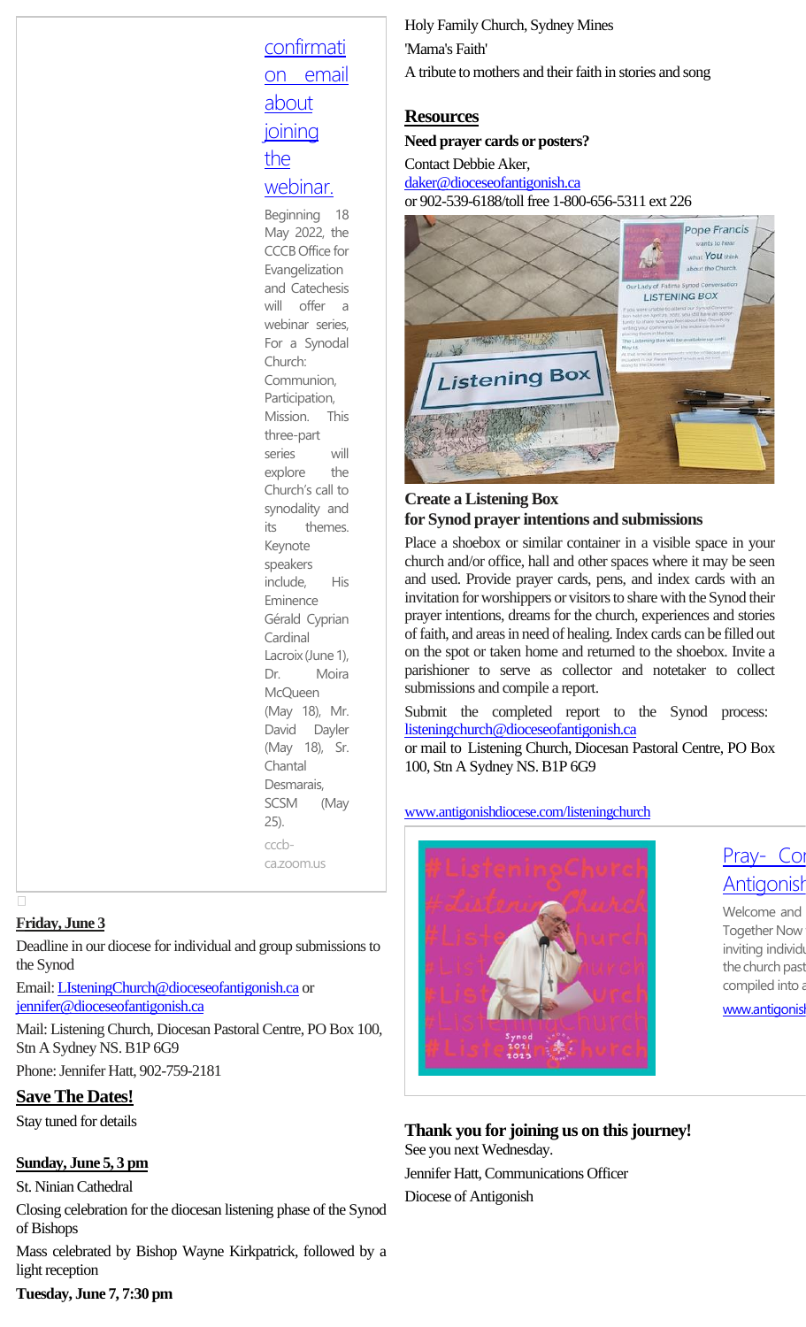confirmation email about joining the webinar.

Beginning 18 May 2022, the CCCB Office for Evangelization and Catechesis will offer a webinar series, For a Synodal Church: Communion, Participation, Mission. This three-part series will explore the Church's call to synodality and its themes. Keynote speakers include, His Eminence Gérald Cyprian Cardinal Lacroix (June 1), Dr. Moira McQueen (May 18), Mr. David Dayler (May 18), Sr. Chantal Desmarais, SCSM (May 25).

cccb-ca.zoom.us

**Friday, June 3**

Deadline in our diocese for individual and group submissions to the Synod

Email: LIsteningChurch@dioceseofantigonish.ca or jennifer@dioceseofantigonish.ca

Mail: Listening Church, Diocesan Pastoral Centre, PO Box 100, Stn A Sydney NS. B1P 6G9

Phone: Jennifer Hatt, 902-759-2181

## Save The Dates!

Stay tuned for details

**Sunday, June 5, 3 pm**

St. Ninian Cathedral

Closing celebration for the diocesan listening phase of the Synod of Bishops

Mass celebrated by Bishop Wayne Kirkpatrick, followed by a light reception

**Tuesday, June 7, 7:30 pm**

Holy Family Church, Sydney Mines

'Mama's Faith'

A tribute to mothers and their faith in stories and song

## Resources

**Need prayer cards or posters?**

Contact Debbie Aker,
daker@dioceseofantigonish.ca
or 902-539-6188/toll free 1-800-656-5311 ext 226

### Create a Listening Box for Synod prayer intentions and submissions

Place a shoebox or similar container in a visible space in your church and/or office, hall and other spaces where it may be seen and used. Provide prayer cards, pens, and index cards with an invitation for worshippers or visitors to share with the Synod their prayer intentions, dreams for the church, experiences and stories of faith, and areas in need of healing. Index cards can be filled out on the spot or taken home and returned to the shoebox. Invite a parishioner to serve as collector and notetaker to collect submissions and compile a report.

Submit the completed report to the Synod process: listeningchurch@dioceseofantigonish.ca
or mail to Listening Church, Diocesan Pastoral Centre, PO Box 100, Stn A Sydney NS. B1P 6G9

www.antigonishdiocese.com/listeningchurch

Pray- Co[...] Antigonis[...]

Welcome and [...] Together Now [...] inviting individu[...] the church past [...] compiled into a [...]

www.antigonis[...]

**Thank you for joining us on this journey!**

See you next Wednesday.

Jennifer Hatt, Communications Officer

Diocese of Antigonish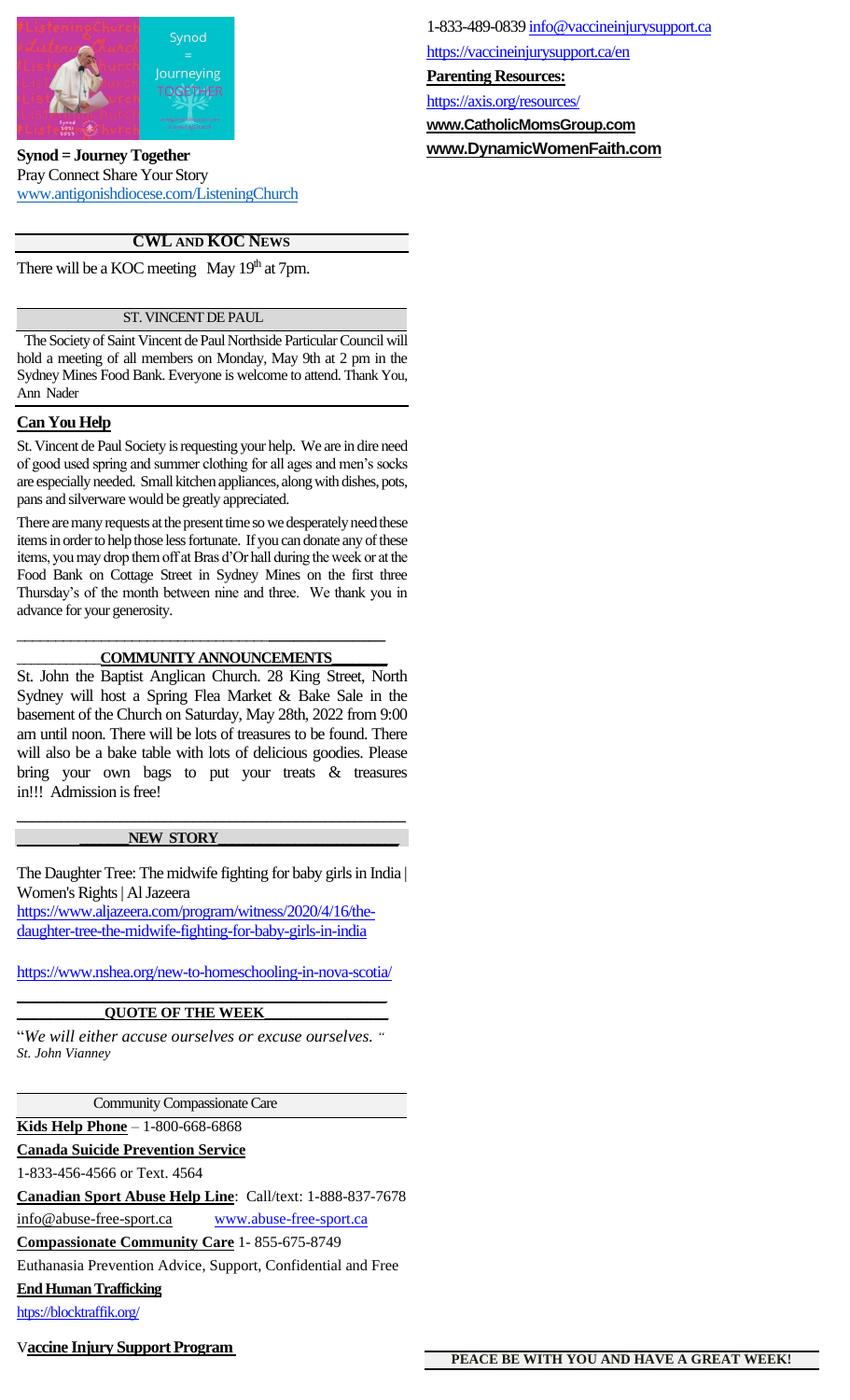**Synod = Journey Together**
Pray Connect Share Your Story
www.antigonishdiocese.com/ListeningChurch

## CWL AND KOC NEWS

There will be a KOC meeting May 19th at 7pm.

## ST. VINCENT DE PAUL

The Society of Saint Vincent de Paul Northside Particular Council will hold a meeting of all members on Monday, May 9th at 2 pm in the Sydney Mines Food Bank. Everyone is welcome to attend. Thank You, Ann Nader

**Can You Help**

St. Vincent de Paul Society is requesting your help. We are in dire need of good used spring and summer clothing for all ages and men's socks are especially needed. Small kitchen appliances, along with dishes, pots, pans and silverware would be greatly appreciated.

There are many requests at the present time so we desperately need these items in order to help those less fortunate. If you can donate any of these items, you may drop them off at Bras d'Or hall during the week or at the Food Bank on Cottage Street in Sydney Mines on the first three Thursday's of the month between nine and three. We thank you in advance for your generosity.

## COMMUNITY ANNOUNCEMENTS

St. John the Baptist Anglican Church. 28 King Street, North Sydney will host a Spring Flea Market & Bake Sale in the basement of the Church on Saturday, May 28th, 2022 from 9:00 am until noon. There will be lots of treasures to be found. There will also be a bake table with lots of delicious goodies. Please bring your own bags to put your treats & treasures in!!! Admission is free!

## NEW STORY

The Daughter Tree: The midwife fighting for baby girls in India | Women's Rights | Al Jazeera
https://www.aljazeera.com/program/witness/2020/4/16/the-daughter-tree-the-midwife-fighting-for-baby-girls-in-india

https://www.nshea.org/new-to-homeschooling-in-nova-scotia/

## QUOTE OF THE WEEK

"*We will either accuse ourselves or excuse ourselves.* "
*St. John Vianney*

## Community Compassionate Care

**Kids Help Phone** – 1-800-668-6868

**Canada Suicide Prevention Service**

1-833-456-4566 or Text. 4564

**Canadian Sport Abuse Help Line**: Call/text: 1-888-837-7678

info@abuse-free-sport.ca www.abuse-free-sport.ca

**Compassionate Community Care** 1- 855-675-8749

Euthanasia Prevention Advice, Support, Confidential and Free

**End Human Trafficking**

https://blocktraffik.org/

**Vaccine Injury Support Program**

1-833-489-0839 info@vaccineinjurysupport.ca
https://vaccineinjurysupport.ca/en

**Parenting Resources:**

https://axis.org/resources/
**www.CatholicMomsGroup.com**
**www.DynamicWomenFaith.com**

**PEACE BE WITH YOU AND HAVE A GREAT WEEK!**